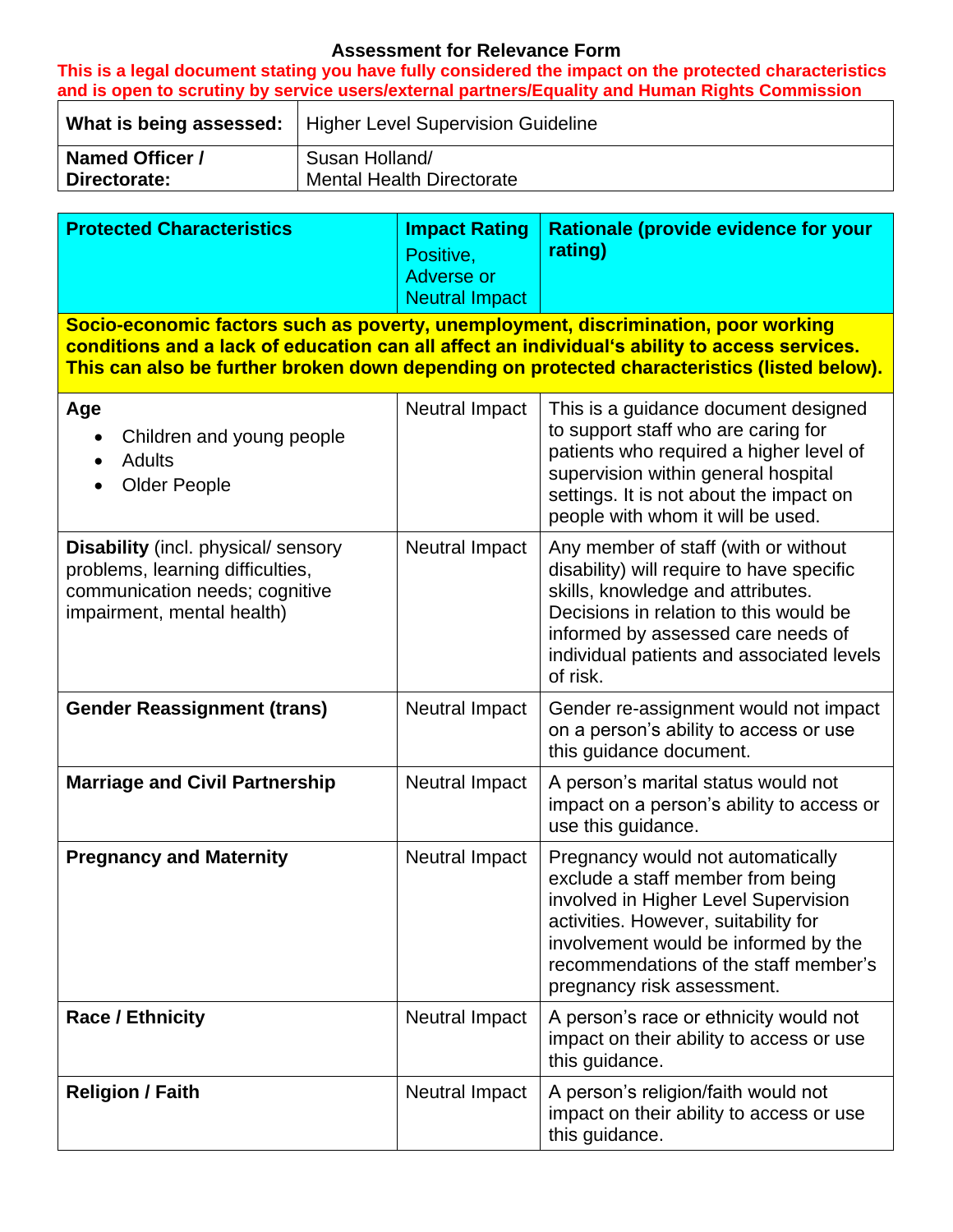# Assessment for Relevance Form

**This is a legal document stating you have fully considered the impact on the protected characteristics and is open to scrutiny by service users/external partners/Equality and Human Rights Commission**

| **What is being assessed:** | Higher Level Supervision Guideline |
|---|---|
| **Named Officer / Directorate:** | Susan Holland/ Mental Health Directorate |

| **Protected Characteristics** | **Impact Rating** Positive, Adverse or Neutral Impact | **Rationale (provide evidence for your rating)** |
|---|---|---|
| **Socio-economic factors such as poverty, unemployment, discrimination, poor working conditions and a lack of education can all affect an individual's ability to access services. This can also be further broken down depending on protected characteristics (listed below).** | | |
| **Age**<br>• Children and young people<br>• Adults<br>• Older People | Neutral Impact | This is a guidance document designed to support staff who are caring for patients who required a higher level of supervision within general hospital settings. It is not about the impact on people with whom it will be used. |
| **Disability** (incl. physical/ sensory problems, learning difficulties, communication needs; cognitive impairment, mental health) | Neutral Impact | Any member of staff (with or without disability) will require to have specific skills, knowledge and attributes. Decisions in relation to this would be informed by assessed care needs of individual patients and associated levels of risk. |
| **Gender Reassignment (trans)** | Neutral Impact | Gender re-assignment would not impact on a person's ability to access or use this guidance document. |
| **Marriage and Civil Partnership** | Neutral Impact | A person's marital status would not impact on a person's ability to access or use this guidance. |
| **Pregnancy and Maternity** | Neutral Impact | Pregnancy would not automatically exclude a staff member from being involved in Higher Level Supervision activities. However, suitability for involvement would be informed by the recommendations of the staff member's pregnancy risk assessment. |
| **Race / Ethnicity** | Neutral Impact | A person's race or ethnicity would not impact on their ability to access or use this guidance. |
| **Religion / Faith** | Neutral Impact | A person's religion/faith would not impact on their ability to access or use this guidance. |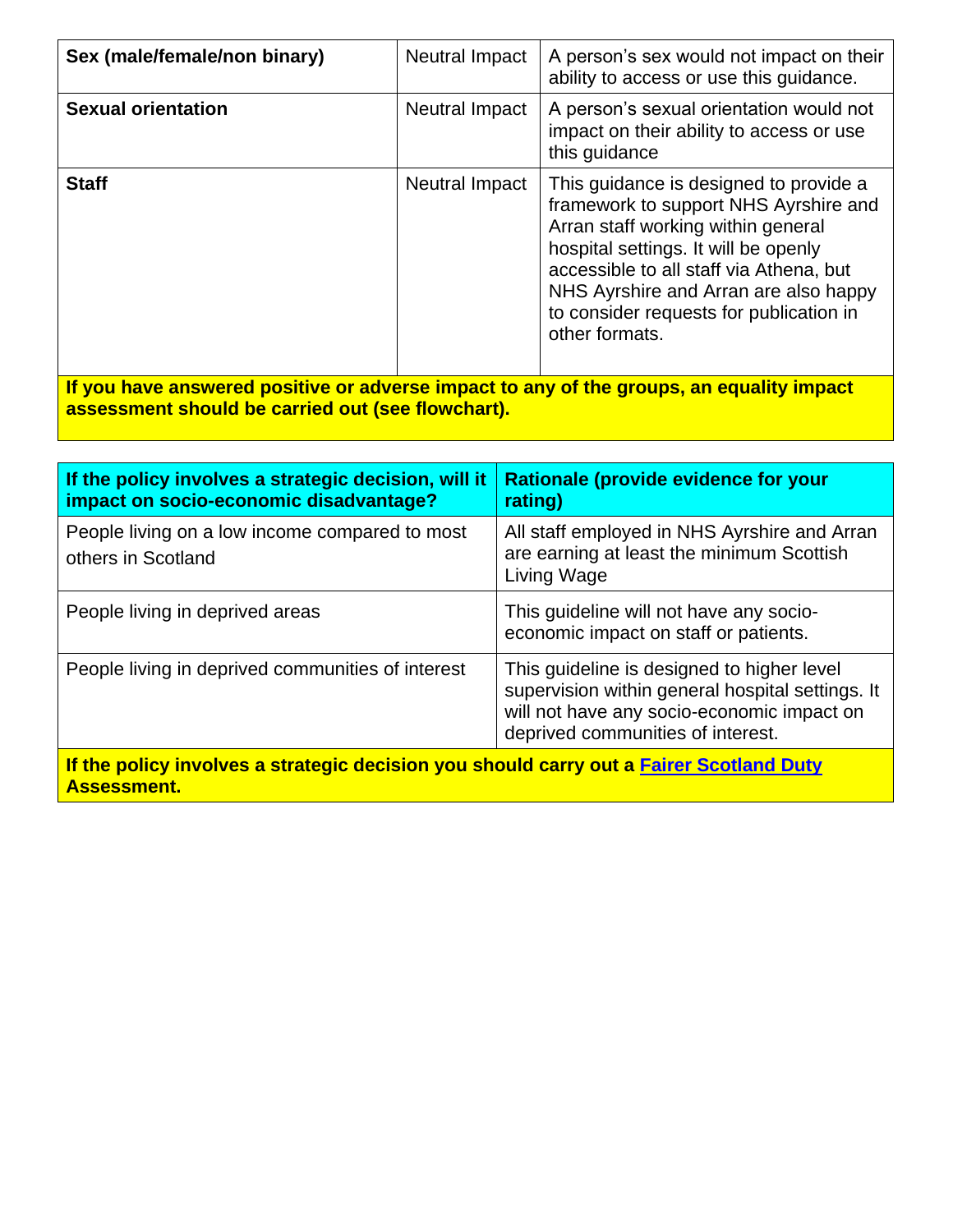| **Sex (male/female/non binary)** | Neutral Impact | A person's sex would not impact on their ability to access or use this guidance. |
|---|---|---|
| **Sexual orientation** | Neutral Impact | A person's sexual orientation would not impact on their ability to access or use this guidance |
| **Staff** | Neutral Impact | This guidance is designed to provide a framework to support NHS Ayrshire and Arran staff working within general hospital settings. It will be openly accessible to all staff via Athena, but NHS Ayrshire and Arran are also happy to consider requests for publication in other formats. |
| **If you have answered positive or adverse impact to any of the groups, an equality impact assessment should be carried out (see flowchart).** | | |

| **If the policy involves a strategic decision, will it impact on socio-economic disadvantage?** | **Rationale (provide evidence for your rating)** |
|---|---|
| People living on a low income compared to most others in Scotland | All staff employed in NHS Ayrshire and Arran are earning at least the minimum Scottish Living Wage |
| People living in deprived areas | This guideline will not have any socio-economic impact on staff or patients. |
| People living in deprived communities of interest | This guideline is designed to higher level supervision within general hospital settings. It will not have any socio-economic impact on deprived communities of interest. |
| **If the policy involves a strategic decision you should carry out a Fairer Scotland Duty Assessment.** | |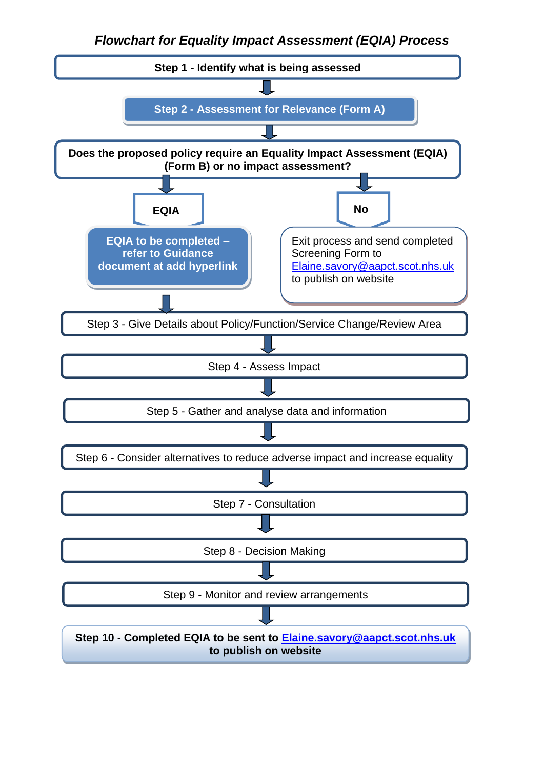*Flowchart for Equality Impact Assessment (EQIA) Process*

**Step 1 - Identify what is being assessed**

**Step 2 - Assessment for Relevance (Form A)**

**Does the proposed policy require an Equality Impact Assessment (EQIA) (Form B) or no impact assessment?**

**EQIA**

**EQIA to be completed – refer to Guidance document at add hyperlink**

**No**

Exit process and send completed Screening Form to Elaine.savory@aapct.scot.nhs.uk to publish on website

Step 3 - Give Details about Policy/Function/Service Change/Review Area

Step 4 - Assess Impact

Step 5 - Gather and analyse data and information

Step 6 - Consider alternatives to reduce adverse impact and increase equality

Step 7 - Consultation

Step 8 - Decision Making

Step 9 - Monitor and review arrangements

**Step 10 - Completed EQIA to be sent to Elaine.savory@aapct.scot.nhs.uk to publish on website**